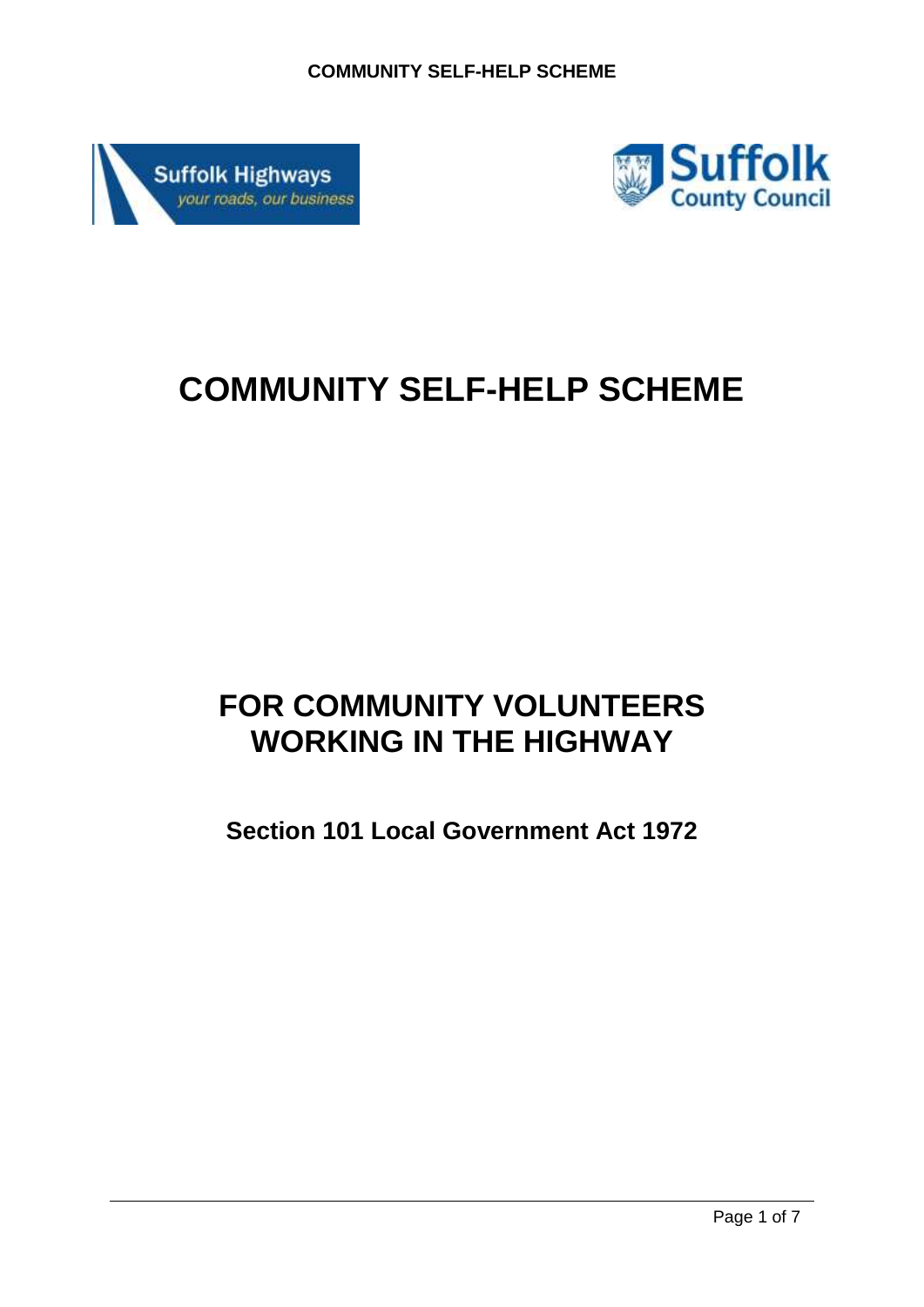# COMMUNITY SELF-HELP SCHEME

## FOR COMMUNITY VOLUNTEERS WORKING IN THE HIGHWAY

### Section 101 Local Government Act 1972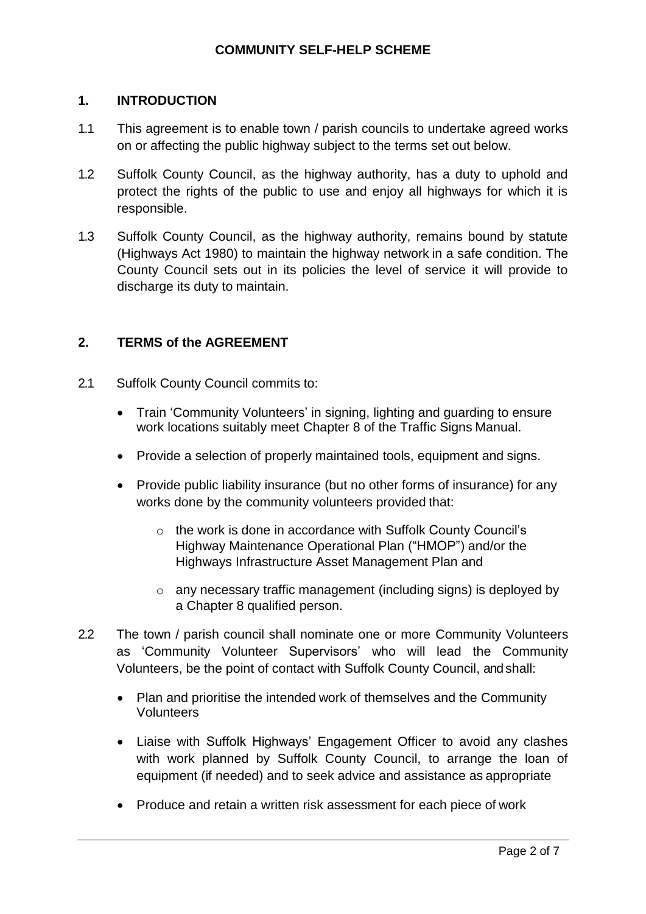# COMMUNITY SELF-HELP SCHEME

## 1. INTRODUCTION

1.1 This agreement is to enable town / parish councils to undertake agreed works on or affecting the public highway subject to the terms set out below.

1.2 Suffolk County Council, as the highway authority, has a duty to uphold and protect the rights of the public to use and enjoy all highways for which it is responsible.

1.3 Suffolk County Council, as the highway authority, remains bound by statute (Highways Act 1980) to maintain the highway network in a safe condition. The County Council sets out in its policies the level of service it will provide to discharge its duty to maintain.

## 2. TERMS of the AGREEMENT

2.1 Suffolk County Council commits to:

- Train 'Community Volunteers' in signing, lighting and guarding to ensure work locations suitably meet Chapter 8 of the Traffic Signs Manual.
- Provide a selection of properly maintained tools, equipment and signs.
- Provide public liability insurance (but no other forms of insurance) for any works done by the community volunteers provided that:
  - the work is done in accordance with Suffolk County Council's Highway Maintenance Operational Plan ("HMOP") and/or the Highways Infrastructure Asset Management Plan and
  - any necessary traffic management (including signs) is deployed by a Chapter 8 qualified person.

2.2 The town / parish council shall nominate one or more Community Volunteers as 'Community Volunteer Supervisors' who will lead the Community Volunteers, be the point of contact with Suffolk County Council, and shall:

- Plan and prioritise the intended work of themselves and the Community Volunteers
- Liaise with Suffolk Highways' Engagement Officer to avoid any clashes with work planned by Suffolk County Council, to arrange the loan of equipment (if needed) and to seek advice and assistance as appropriate
- Produce and retain a written risk assessment for each piece of work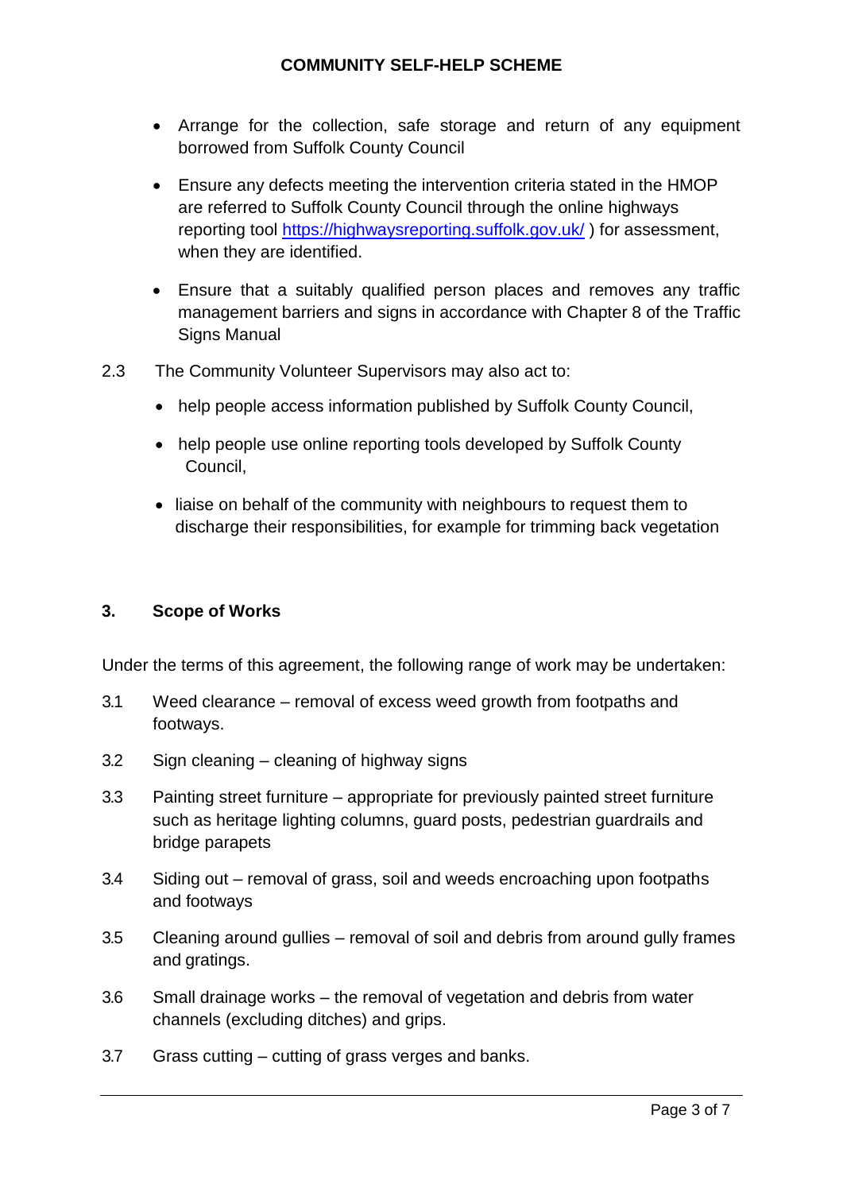- Arrange for the collection, safe storage and return of any equipment borrowed from Suffolk County Council
- Ensure any defects meeting the intervention criteria stated in the HMOP are referred to Suffolk County Council through the online highways reporting tool [https://highwaysreporting.suffolk.gov.uk/](https://highwaysreporting.suffolk.gov.uk/) ) for assessment, when they are identified.
- Ensure that a suitably qualified person places and removes any traffic management barriers and signs in accordance with Chapter 8 of the Traffic Signs Manual

2.3 The Community Volunteer Supervisors may also act to:

- help people access information published by Suffolk County Council,
- help people use online reporting tools developed by Suffolk County Council,
- liaise on behalf of the community with neighbours to request them to discharge their responsibilities, for example for trimming back vegetation

## 3. Scope of Works

Under the terms of this agreement, the following range of work may be undertaken:

3.1 Weed clearance – removal of excess weed growth from footpaths and footways.

3.2 Sign cleaning – cleaning of highway signs

3.3 Painting street furniture – appropriate for previously painted street furniture such as heritage lighting columns, guard posts, pedestrian guardrails and bridge parapets

3.4 Siding out – removal of grass, soil and weeds encroaching upon footpaths and footways

3.5 Cleaning around gullies – removal of soil and debris from around gully frames and gratings.

3.6 Small drainage works – the removal of vegetation and debris from water channels (excluding ditches) and grips.

3.7 Grass cutting – cutting of grass verges and banks.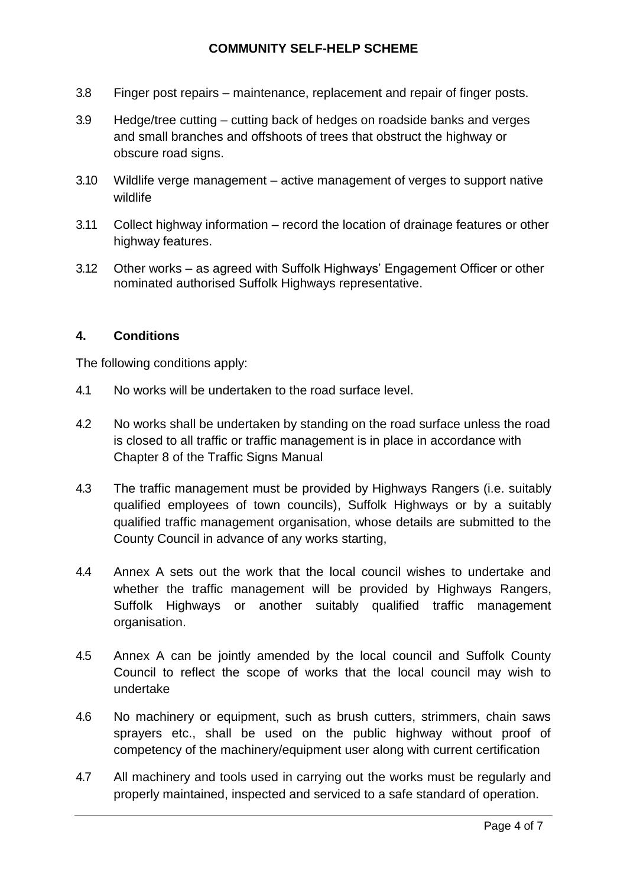3.8 Finger post repairs – maintenance, replacement and repair of finger posts.

3.9 Hedge/tree cutting – cutting back of hedges on roadside banks and verges and small branches and offshoots of trees that obstruct the highway or obscure road signs.

3.10 Wildlife verge management – active management of verges to support native wildlife

3.11 Collect highway information – record the location of drainage features or other highway features.

3.12 Other works – as agreed with Suffolk Highways' Engagement Officer or other nominated authorised Suffolk Highways representative.

## 4. Conditions

The following conditions apply:

4.1 No works will be undertaken to the road surface level.

4.2 No works shall be undertaken by standing on the road surface unless the road is closed to all traffic or traffic management is in place in accordance with Chapter 8 of the Traffic Signs Manual

4.3 The traffic management must be provided by Highways Rangers (i.e. suitably qualified employees of town councils), Suffolk Highways or by a suitably qualified traffic management organisation, whose details are submitted to the County Council in advance of any works starting,

4.4 Annex A sets out the work that the local council wishes to undertake and whether the traffic management will be provided by Highways Rangers, Suffolk Highways or another suitably qualified traffic management organisation.

4.5 Annex A can be jointly amended by the local council and Suffolk County Council to reflect the scope of works that the local council may wish to undertake

4.6 No machinery or equipment, such as brush cutters, strimmers, chain saws sprayers etc., shall be used on the public highway without proof of competency of the machinery/equipment user along with current certification

4.7 All machinery and tools used in carrying out the works must be regularly and properly maintained, inspected and serviced to a safe standard of operation.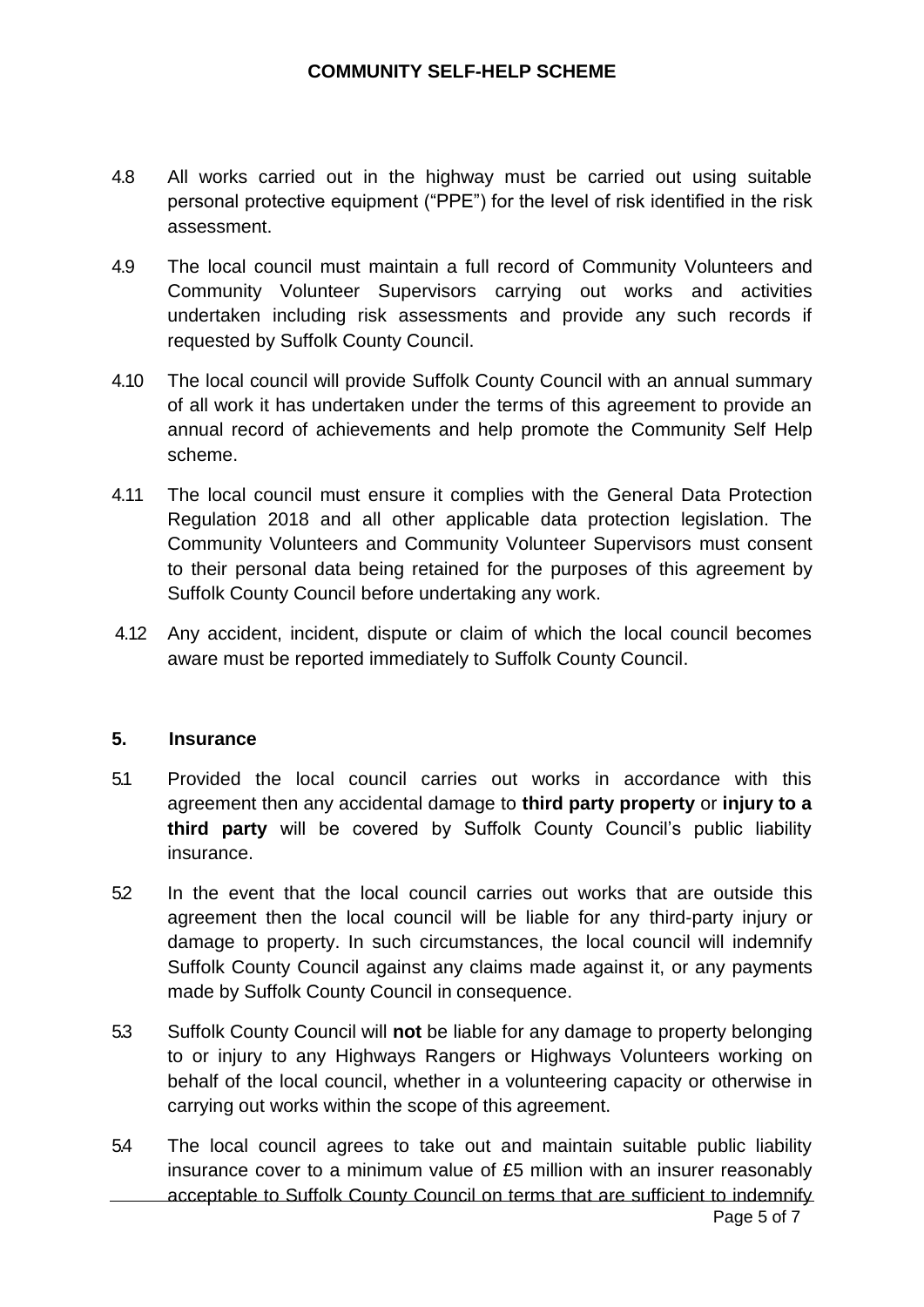4.8 All works carried out in the highway must be carried out using suitable personal protective equipment ("PPE") for the level of risk identified in the risk assessment.

4.9 The local council must maintain a full record of Community Volunteers and Community Volunteer Supervisors carrying out works and activities undertaken including risk assessments and provide any such records if requested by Suffolk County Council.

4.10 The local council will provide Suffolk County Council with an annual summary of all work it has undertaken under the terms of this agreement to provide an annual record of achievements and help promote the Community Self Help scheme.

4.11 The local council must ensure it complies with the General Data Protection Regulation 2018 and all other applicable data protection legislation. The Community Volunteers and Community Volunteer Supervisors must consent to their personal data being retained for the purposes of this agreement by Suffolk County Council before undertaking any work.

4.12 Any accident, incident, dispute or claim of which the local council becomes aware must be reported immediately to Suffolk County Council.

## 5. Insurance

5.1 Provided the local council carries out works in accordance with this agreement then any accidental damage to **third party property** or **injury to a third party** will be covered by Suffolk County Council's public liability insurance.

5.2 In the event that the local council carries out works that are outside this agreement then the local council will be liable for any third-party injury or damage to property. In such circumstances, the local council will indemnify Suffolk County Council against any claims made against it, or any payments made by Suffolk County Council in consequence.

5.3 Suffolk County Council will **not** be liable for any damage to property belonging to or injury to any Highways Rangers or Highways Volunteers working on behalf of the local council, whether in a volunteering capacity or otherwise in carrying out works within the scope of this agreement.

5.4 The local council agrees to take out and maintain suitable public liability insurance cover to a minimum value of £5 million with an insurer reasonably acceptable to Suffolk County Council on terms that are sufficient to indemnify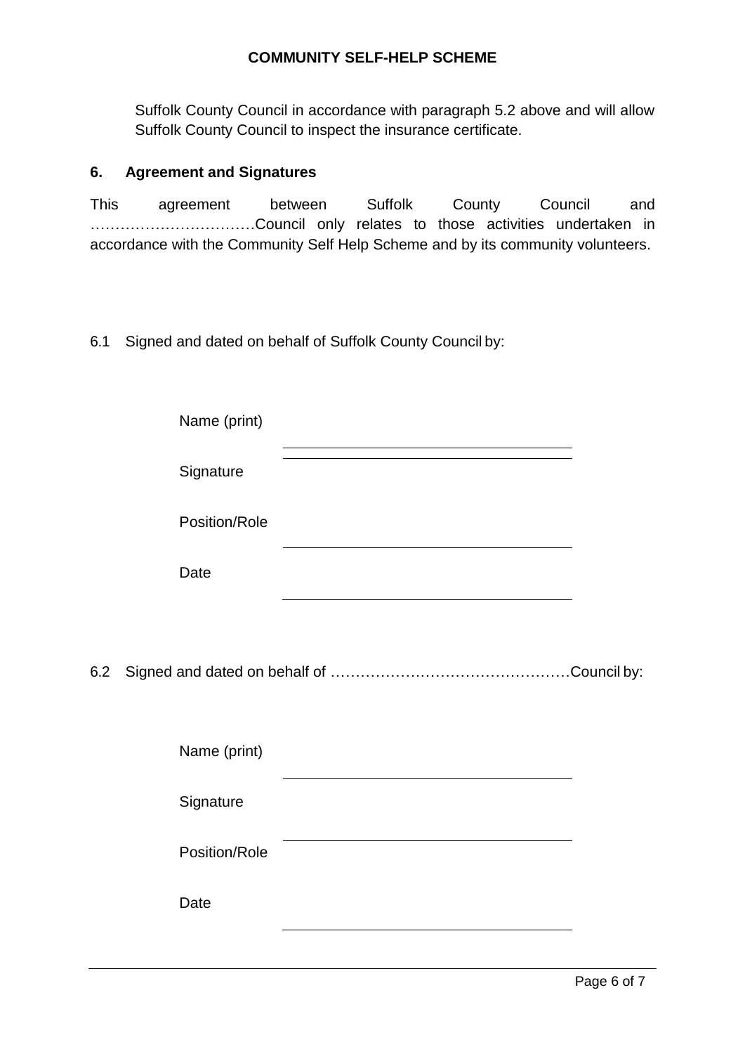Suffolk County Council in accordance with paragraph 5.2 above and will allow Suffolk County Council to inspect the insurance certificate.

## 6. Agreement and Signatures

This agreement between Suffolk County Council and ……………………………Council only relates to those activities undertaken in accordance with the Community Self Help Scheme and by its community volunteers.

6.1 Signed and dated on behalf of Suffolk County Council by:

Name (print) \_\_\_\_\_\_\_\_\_\_\_\_\_\_\_\_\_\_\_\_\_\_\_\_\_\_\_\_\_\_

Signature \_\_\_\_\_\_\_\_\_\_\_\_\_\_\_\_\_\_\_\_\_\_\_\_\_\_\_\_\_\_

Position/Role \_\_\_\_\_\_\_\_\_\_\_\_\_\_\_\_\_\_\_\_\_\_\_\_\_\_\_\_\_\_

Date \_\_\_\_\_\_\_\_\_\_\_\_\_\_\_\_\_\_\_\_\_\_\_\_\_\_\_\_\_\_

6.2 Signed and dated on behalf of …………………………………………Council by:

Name (print) \_\_\_\_\_\_\_\_\_\_\_\_\_\_\_\_\_\_\_\_\_\_\_\_\_\_\_\_\_\_

Signature \_\_\_\_\_\_\_\_\_\_\_\_\_\_\_\_\_\_\_\_\_\_\_\_\_\_\_\_\_\_

Position/Role \_\_\_\_\_\_\_\_\_\_\_\_\_\_\_\_\_\_\_\_\_\_\_\_\_\_\_\_\_\_

Date \_\_\_\_\_\_\_\_\_\_\_\_\_\_\_\_\_\_\_\_\_\_\_\_\_\_\_\_\_\_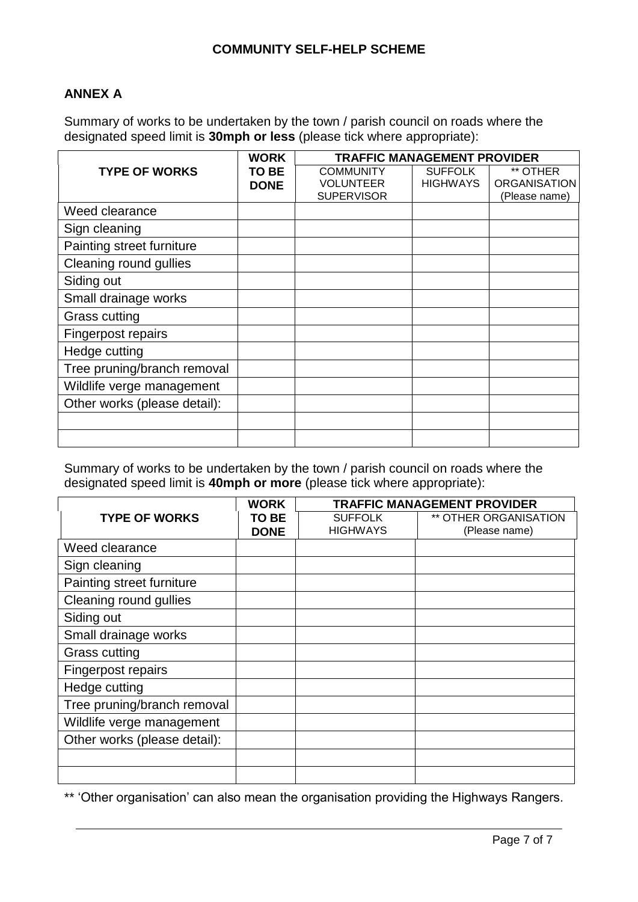**COMMUNITY SELF-HELP SCHEME**

## ANNEX A

Summary of works to be undertaken by the town / parish council on roads where the designated speed limit is **30mph or less** (please tick where appropriate):

| TYPE OF WORKS | WORK TO BE DONE | TRAFFIC MANAGEMENT PROVIDER | | |
|---|---|---|---|---|
| | | COMMUNITY VOLUNTEER SUPERVISOR | SUFFOLK HIGHWAYS | ** OTHER ORGANISATION (Please name) |
| Weed clearance | | | | |
| Sign cleaning | | | | |
| Painting street furniture | | | | |
| Cleaning round gullies | | | | |
| Siding out | | | | |
| Small drainage works | | | | |
| Grass cutting | | | | |
| Fingerpost repairs | | | | |
| Hedge cutting | | | | |
| Tree pruning/branch removal | | | | |
| Wildlife verge management | | | | |
| Other works (please detail): | | | | |
| | | | | |
| | | | | |

Summary of works to be undertaken by the town / parish council on roads where the designated speed limit is **40mph or more** (please tick where appropriate):

| TYPE OF WORKS | WORK TO BE DONE | TRAFFIC MANAGEMENT PROVIDER | |
|---|---|---|---|
| | | SUFFOLK HIGHWAYS | ** OTHER ORGANISATION (Please name) |
| Weed clearance | | | |
| Sign cleaning | | | |
| Painting street furniture | | | |
| Cleaning round gullies | | | |
| Siding out | | | |
| Small drainage works | | | |
| Grass cutting | | | |
| Fingerpost repairs | | | |
| Hedge cutting | | | |
| Tree pruning/branch removal | | | |
| Wildlife verge management | | | |
| Other works (please detail): | | | |
| | | | |
| | | | |

** 'Other organisation' can also mean the organisation providing the Highways Rangers.